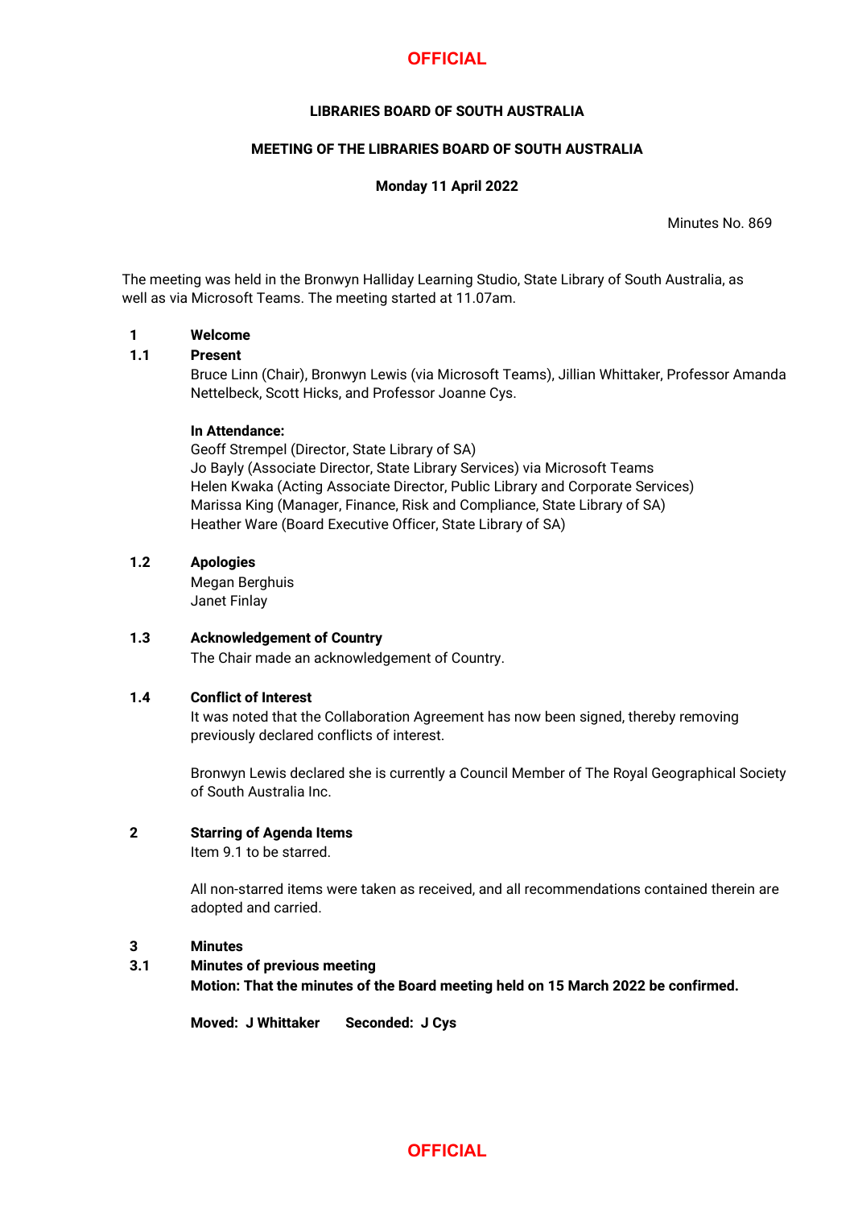**LIBRARIES BOARD OF SOUTH AUSTRALIA**

**MEETING OF THE LIBRARIES BOARD OF SOUTH AUSTRALIA**

**Monday 11 April 2022**

Minutes No. 869

The meeting was held in the Bronwyn Halliday Learning Studio, State Library of South Australia, as well as via Microsoft Teams. The meeting started at 11.07am.

## 1 Welcome

### 1.1 Present

Bruce Linn (Chair), Bronwyn Lewis (via Microsoft Teams), Jillian Whittaker, Professor Amanda Nettelbeck, Scott Hicks, and Professor Joanne Cys.

**In Attendance:**

Geoff Strempel (Director, State Library of SA)
Jo Bayly (Associate Director, State Library Services) via Microsoft Teams
Helen Kwaka (Acting Associate Director, Public Library and Corporate Services)
Marissa King (Manager, Finance, Risk and Compliance, State Library of SA)
Heather Ware (Board Executive Officer, State Library of SA)

### 1.2 Apologies

Megan Berghuis
Janet Finlay

### 1.3 Acknowledgement of Country

The Chair made an acknowledgement of Country.

### 1.4 Conflict of Interest

It was noted that the Collaboration Agreement has now been signed, thereby removing previously declared conflicts of interest.

Bronwyn Lewis declared she is currently a Council Member of The Royal Geographical Society of South Australia Inc.

## 2 Starring of Agenda Items

Item 9.1 to be starred.

All non-starred items were taken as received, and all recommendations contained therein are adopted and carried.

## 3 Minutes

### 3.1 Minutes of previous meeting

**Motion: That the minutes of the Board meeting held on 15 March 2022 be confirmed.**

**Moved: J Whittaker Seconded: J Cys**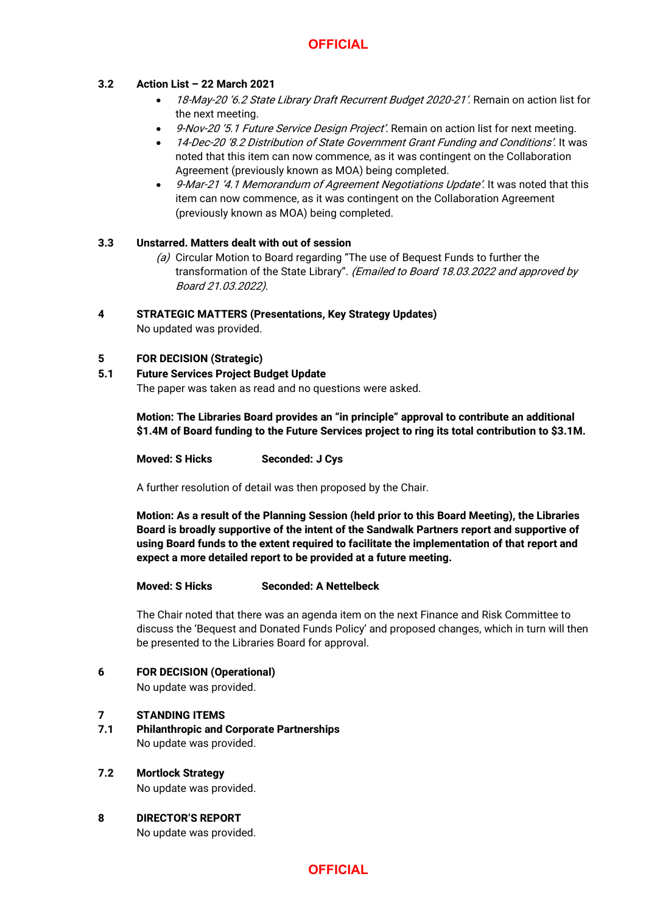### 3.2 Action List – 22 March 2021

- *18-May-20 '6.2 State Library Draft Recurrent Budget 2020-21'.* Remain on action list for the next meeting.
- *9-Nov-20 '5.1 Future Service Design Project'.* Remain on action list for next meeting.
- *14-Dec-20 '8.2 Distribution of State Government Grant Funding and Conditions'.* It was noted that this item can now commence, as it was contingent on the Collaboration Agreement (previously known as MOA) being completed.
- *9-Mar-21 '4.1 Memorandum of Agreement Negotiations Update'.* It was noted that this item can now commence, as it was contingent on the Collaboration Agreement (previously known as MOA) being completed.

### 3.3 Unstarred. Matters dealt with out of session

*(a)* Circular Motion to Board regarding "The use of Bequest Funds to further the transformation of the State Library". *(Emailed to Board 18.03.2022 and approved by Board 21.03.2022).*

## 4 STRATEGIC MATTERS (Presentations, Key Strategy Updates)

No updated was provided.

## 5 FOR DECISION (Strategic)

### 5.1 Future Services Project Budget Update

The paper was taken as read and no questions were asked.

**Motion: The Libraries Board provides an "in principle" approval to contribute an additional $1.4M of Board funding to the Future Services project to ring its total contribution to $3.1M.**

**Moved: S Hicks Seconded: J Cys**

A further resolution of detail was then proposed by the Chair.

**Motion: As a result of the Planning Session (held prior to this Board Meeting), the Libraries Board is broadly supportive of the intent of the Sandwalk Partners report and supportive of using Board funds to the extent required to facilitate the implementation of that report and expect a more detailed report to be provided at a future meeting.**

**Moved: S Hicks Seconded: A Nettelbeck**

The Chair noted that there was an agenda item on the next Finance and Risk Committee to discuss the 'Bequest and Donated Funds Policy' and proposed changes, which in turn will then be presented to the Libraries Board for approval.

## 6 FOR DECISION (Operational)

No update was provided.

## 7 STANDING ITEMS

### 7.1 Philanthropic and Corporate Partnerships

No update was provided.

### 7.2 Mortlock Strategy

No update was provided.

## 8 DIRECTOR'S REPORT

No update was provided.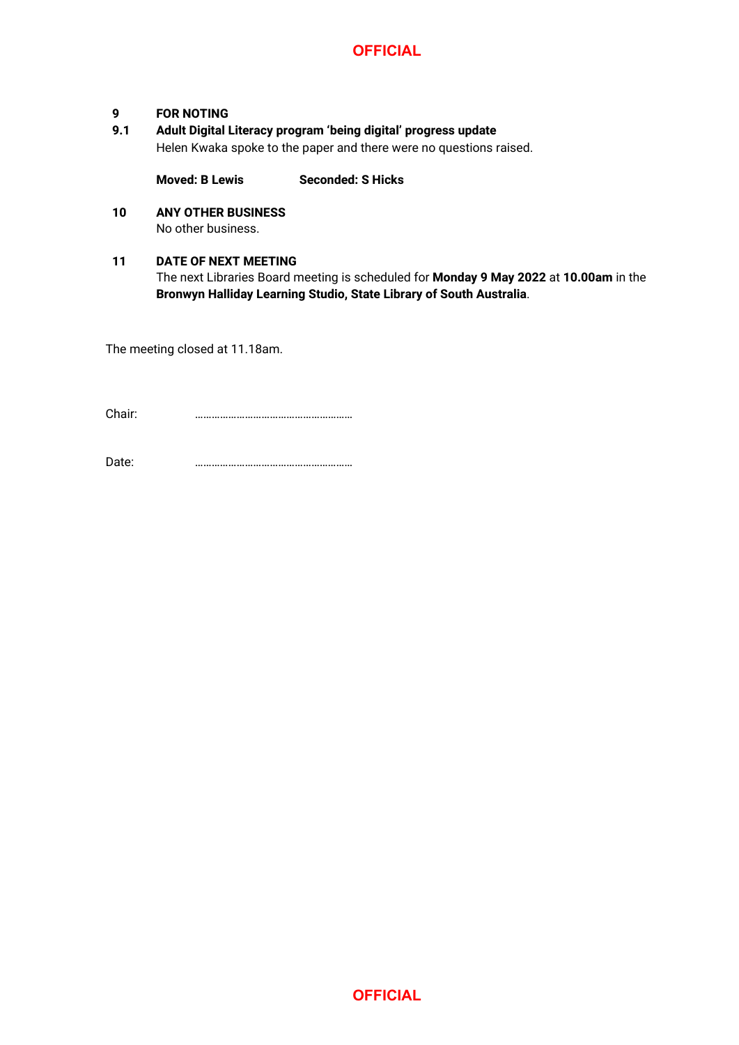## 9 FOR NOTING

### 9.1 Adult Digital Literacy program 'being digital' progress update

Helen Kwaka spoke to the paper and there were no questions raised.

**Moved: B Lewis** **Seconded: S Hicks**

## 10 ANY OTHER BUSINESS

No other business.

## 11 DATE OF NEXT MEETING

The next Libraries Board meeting is scheduled for **Monday 9 May 2022** at **10.00am** in the **Bronwyn Halliday Learning Studio, State Library of South Australia**.

The meeting closed at 11.18am.

Chair: ………………………………………………

Date: ………………………………………………